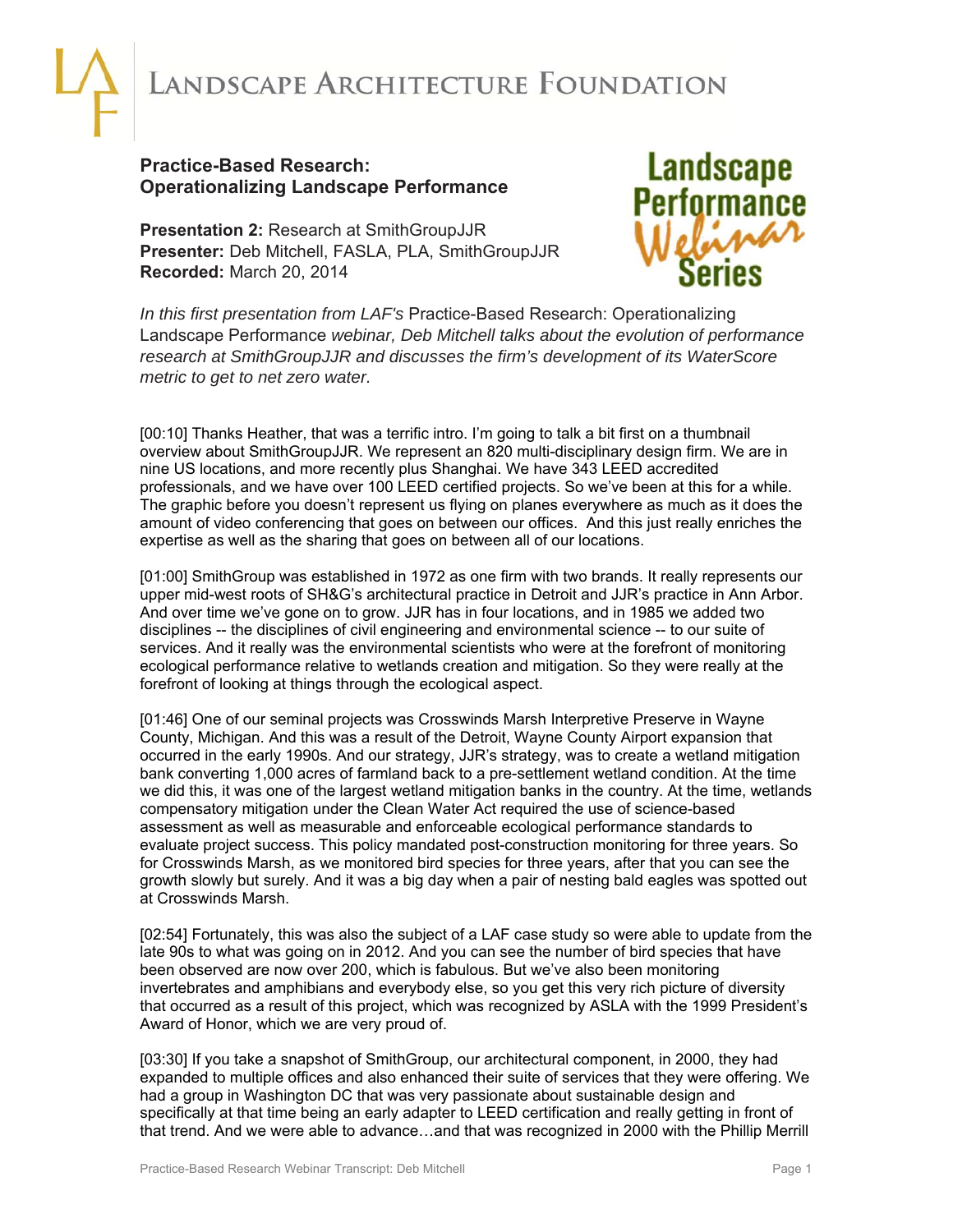# Landscape Architecture Foundation

**Practice-Based Research: Operationalizing Landscape Performance**

**Presentation 2:** Research at SmithGroupJJR
**Presenter:** Deb Mitchell, FASLA, PLA, SmithGroupJJR
**Recorded:** March 20, 2014

Landscape Performance Webinar Series

*In this first presentation from LAF's* Practice-Based Research: Operationalizing Landscape Performance *webinar, Deb Mitchell talks about the evolution of performance research at SmithGroupJJR and discusses the firm's development of its WaterScore metric to get to net zero water.*

[00:10] Thanks Heather, that was a terrific intro. I'm going to talk a bit first on a thumbnail overview about SmithGroupJJR. We represent an 820 multi-disciplinary design firm. We are in nine US locations, and more recently plus Shanghai. We have 343 LEED accredited professionals, and we have over 100 LEED certified projects. So we've been at this for a while. The graphic before you doesn't represent us flying on planes everywhere as much as it does the amount of video conferencing that goes on between our offices. And this just really enriches the expertise as well as the sharing that goes on between all of our locations.

[01:00] SmithGroup was established in 1972 as one firm with two brands. It really represents our upper mid-west roots of SH&G's architectural practice in Detroit and JJR's practice in Ann Arbor. And over time we've gone on to grow. JJR has in four locations, and in 1985 we added two disciplines -- the disciplines of civil engineering and environmental science -- to our suite of services. And it really was the environmental scientists who were at the forefront of monitoring ecological performance relative to wetlands creation and mitigation. So they were really at the forefront of looking at things through the ecological aspect.

[01:46] One of our seminal projects was Crosswinds Marsh Interpretive Preserve in Wayne County, Michigan. And this was a result of the Detroit, Wayne County Airport expansion that occurred in the early 1990s. And our strategy, JJR's strategy, was to create a wetland mitigation bank converting 1,000 acres of farmland back to a pre-settlement wetland condition. At the time we did this, it was one of the largest wetland mitigation banks in the country. At the time, wetlands compensatory mitigation under the Clean Water Act required the use of science-based assessment as well as measurable and enforceable ecological performance standards to evaluate project success. This policy mandated post-construction monitoring for three years. So for Crosswinds Marsh, as we monitored bird species for three years, after that you can see the growth slowly but surely. And it was a big day when a pair of nesting bald eagles was spotted out at Crosswinds Marsh.

[02:54] Fortunately, this was also the subject of a LAF case study so were able to update from the late 90s to what was going on in 2012. And you can see the number of bird species that have been observed are now over 200, which is fabulous. But we've also been monitoring invertebrates and amphibians and everybody else, so you get this very rich picture of diversity that occurred as a result of this project, which was recognized by ASLA with the 1999 President's Award of Honor, which we are very proud of.

[03:30] If you take a snapshot of SmithGroup, our architectural component, in 2000, they had expanded to multiple offices and also enhanced their suite of services that they were offering. We had a group in Washington DC that was very passionate about sustainable design and specifically at that time being an early adapter to LEED certification and really getting in front of that trend. And we were able to advance…and that was recognized in 2000 with the Phillip Merrill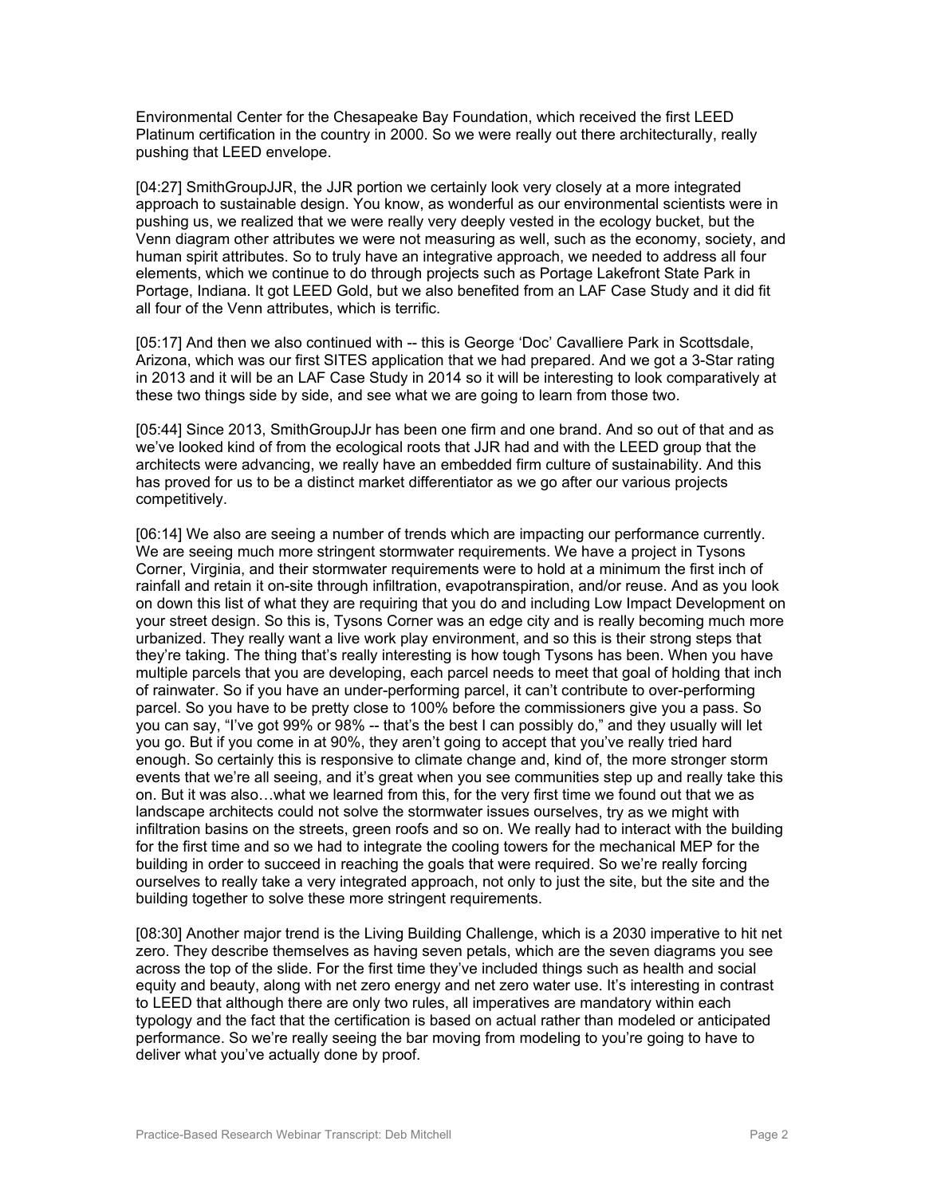Environmental Center for the Chesapeake Bay Foundation, which received the first LEED Platinum certification in the country in 2000. So we were really out there architecturally, really pushing that LEED envelope.

[04:27] SmithGroupJJR, the JJR portion we certainly look very closely at a more integrated approach to sustainable design. You know, as wonderful as our environmental scientists were in pushing us, we realized that we were really very deeply vested in the ecology bucket, but the Venn diagram other attributes we were not measuring as well, such as the economy, society, and human spirit attributes. So to truly have an integrative approach, we needed to address all four elements, which we continue to do through projects such as Portage Lakefront State Park in Portage, Indiana. It got LEED Gold, but we also benefited from an LAF Case Study and it did fit all four of the Venn attributes, which is terrific.

[05:17] And then we also continued with -- this is George 'Doc' Cavalliere Park in Scottsdale, Arizona, which was our first SITES application that we had prepared. And we got a 3-Star rating in 2013 and it will be an LAF Case Study in 2014 so it will be interesting to look comparatively at these two things side by side, and see what we are going to learn from those two.

[05:44] Since 2013, SmithGroupJJr has been one firm and one brand. And so out of that and as we've looked kind of from the ecological roots that JJR had and with the LEED group that the architects were advancing, we really have an embedded firm culture of sustainability. And this has proved for us to be a distinct market differentiator as we go after our various projects competitively.

[06:14] We also are seeing a number of trends which are impacting our performance currently. We are seeing much more stringent stormwater requirements. We have a project in Tysons Corner, Virginia, and their stormwater requirements were to hold at a minimum the first inch of rainfall and retain it on-site through infiltration, evapotranspiration, and/or reuse. And as you look on down this list of what they are requiring that you do and including Low Impact Development on your street design. So this is, Tysons Corner was an edge city and is really becoming much more urbanized. They really want a live work play environment, and so this is their strong steps that they're taking. The thing that's really interesting is how tough Tysons has been. When you have multiple parcels that you are developing, each parcel needs to meet that goal of holding that inch of rainwater. So if you have an under-performing parcel, it can't contribute to over-performing parcel. So you have to be pretty close to 100% before the commissioners give you a pass. So you can say, "I've got 99% or 98% -- that's the best I can possibly do," and they usually will let you go. But if you come in at 90%, they aren't going to accept that you've really tried hard enough. So certainly this is responsive to climate change and, kind of, the more stronger storm events that we're all seeing, and it's great when you see communities step up and really take this on. But it was also…what we learned from this, for the very first time we found out that we as landscape architects could not solve the stormwater issues ourselves, try as we might with infiltration basins on the streets, green roofs and so on. We really had to interact with the building for the first time and so we had to integrate the cooling towers for the mechanical MEP for the building in order to succeed in reaching the goals that were required. So we're really forcing ourselves to really take a very integrated approach, not only to just the site, but the site and the building together to solve these more stringent requirements.

[08:30] Another major trend is the Living Building Challenge, which is a 2030 imperative to hit net zero. They describe themselves as having seven petals, which are the seven diagrams you see across the top of the slide. For the first time they've included things such as health and social equity and beauty, along with net zero energy and net zero water use. It's interesting in contrast to LEED that although there are only two rules, all imperatives are mandatory within each typology and the fact that the certification is based on actual rather than modeled or anticipated performance. So we're really seeing the bar moving from modeling to you're going to have to deliver what you've actually done by proof.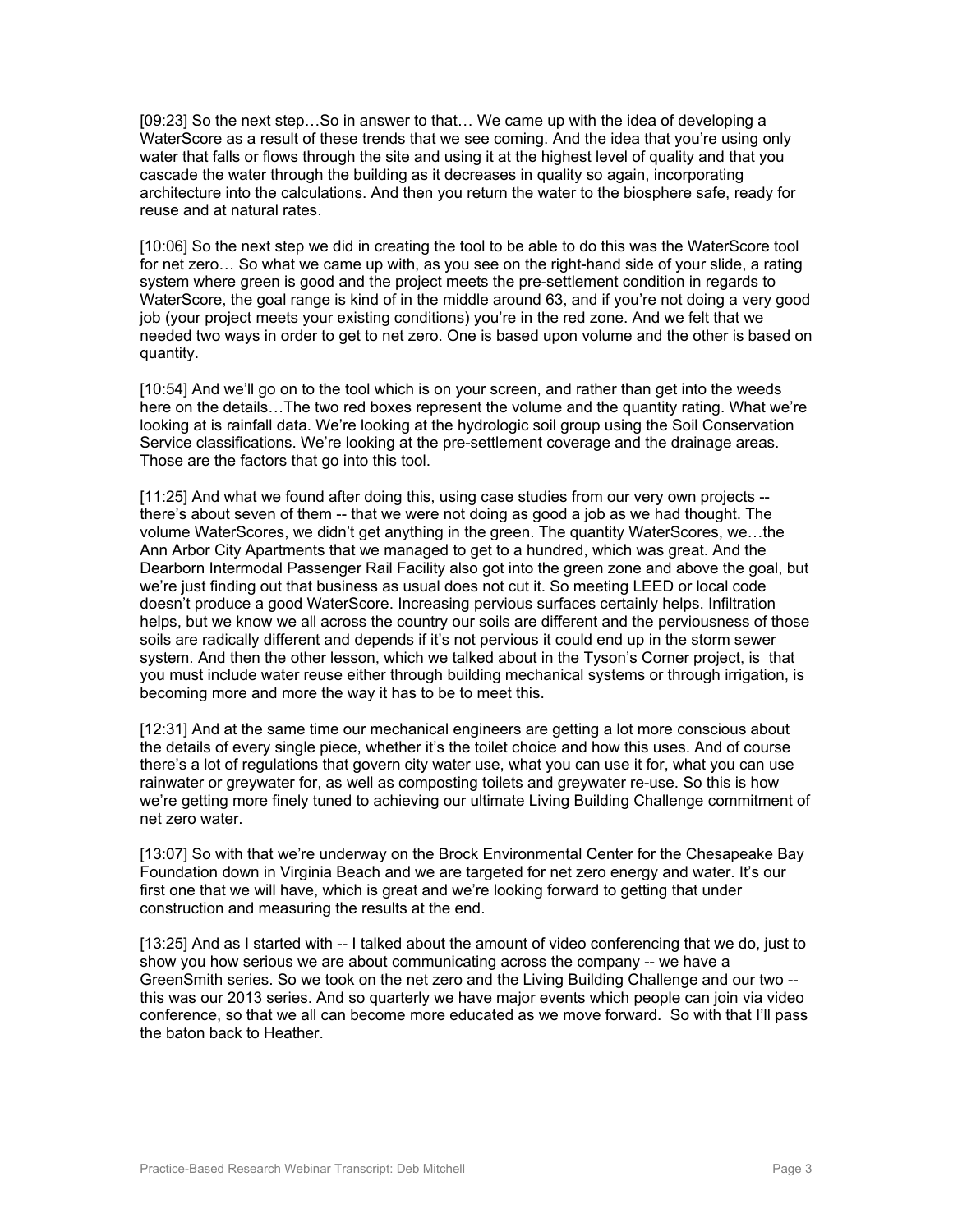[09:23] So the next step…So in answer to that… We came up with the idea of developing a WaterScore as a result of these trends that we see coming. And the idea that you're using only water that falls or flows through the site and using it at the highest level of quality and that you cascade the water through the building as it decreases in quality so again, incorporating architecture into the calculations. And then you return the water to the biosphere safe, ready for reuse and at natural rates.

[10:06] So the next step we did in creating the tool to be able to do this was the WaterScore tool for net zero… So what we came up with, as you see on the right-hand side of your slide, a rating system where green is good and the project meets the pre-settlement condition in regards to WaterScore, the goal range is kind of in the middle around 63, and if you're not doing a very good job (your project meets your existing conditions) you're in the red zone. And we felt that we needed two ways in order to get to net zero. One is based upon volume and the other is based on quantity.

[10:54] And we'll go on to the tool which is on your screen, and rather than get into the weeds here on the details…The two red boxes represent the volume and the quantity rating. What we're looking at is rainfall data. We're looking at the hydrologic soil group using the Soil Conservation Service classifications. We're looking at the pre-settlement coverage and the drainage areas. Those are the factors that go into this tool.

[11:25] And what we found after doing this, using case studies from our very own projects -- there's about seven of them -- that we were not doing as good a job as we had thought. The volume WaterScores, we didn't get anything in the green. The quantity WaterScores, we…the Ann Arbor City Apartments that we managed to get to a hundred, which was great. And the Dearborn Intermodal Passenger Rail Facility also got into the green zone and above the goal, but we're just finding out that business as usual does not cut it. So meeting LEED or local code doesn't produce a good WaterScore. Increasing pervious surfaces certainly helps. Infiltration helps, but we know we all across the country our soils are different and the perviousness of those soils are radically different and depends if it's not pervious it could end up in the storm sewer system. And then the other lesson, which we talked about in the Tyson's Corner project, is that you must include water reuse either through building mechanical systems or through irrigation, is becoming more and more the way it has to be to meet this.

[12:31] And at the same time our mechanical engineers are getting a lot more conscious about the details of every single piece, whether it's the toilet choice and how this uses. And of course there's a lot of regulations that govern city water use, what you can use it for, what you can use rainwater or greywater for, as well as composting toilets and greywater re-use. So this is how we're getting more finely tuned to achieving our ultimate Living Building Challenge commitment of net zero water.

[13:07] So with that we're underway on the Brock Environmental Center for the Chesapeake Bay Foundation down in Virginia Beach and we are targeted for net zero energy and water. It's our first one that we will have, which is great and we're looking forward to getting that under construction and measuring the results at the end.

[13:25] And as I started with -- I talked about the amount of video conferencing that we do, just to show you how serious we are about communicating across the company -- we have a GreenSmith series. So we took on the net zero and the Living Building Challenge and our two -- this was our 2013 series. And so quarterly we have major events which people can join via video conference, so that we all can become more educated as we move forward. So with that I'll pass the baton back to Heather.